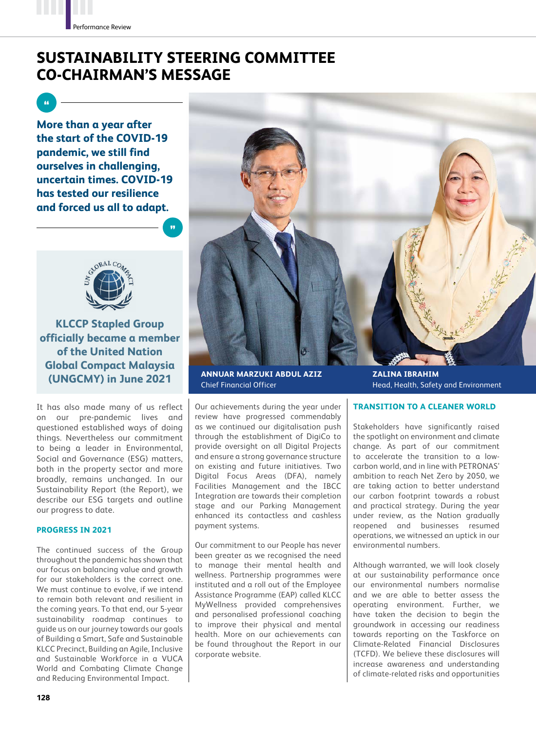# SUSTAINABILITY STEERING COMMITTEE CO-CHAIRMAN'S MESSAGE

**More than a year after the start of the COVID-19 pandemic, we still find ourselves in challenging, uncertain times. COVID-19 has tested our resilience and forced us all to adapt.**

**KLCCP Stapled Group officially became a member of the United Nation Global Compact Malaysia (UNGCMY) in June 2021**

**ANNUAR MARZUKI ABDUL AZIZ**
Chief Financial Officer

**ZALINA IBRAHIM**
Head, Health, Safety and Environment

It has also made many of us reflect on our pre-pandemic lives and questioned established ways of doing things. Nevertheless our commitment to being a leader in Environmental, Social and Governance (ESG) matters, both in the property sector and more broadly, remains unchanged. In our Sustainability Report (the Report), we describe our ESG targets and outline our progress to date.

## PROGRESS IN 2021

The continued success of the Group throughout the pandemic has shown that our focus on balancing value and growth for our stakeholders is the correct one. We must continue to evolve, if we intend to remain both relevant and resilient in the coming years. To that end, our 5-year sustainability roadmap continues to guide us on our journey towards our goals of Building a Smart, Safe and Sustainable KLCC Precinct, Building an Agile, Inclusive and Sustainable Workforce in a VUCA World and Combating Climate Change and Reducing Environmental Impact.

Our achievements during the year under review have progressed commendably as we continued our digitalisation push through the establishment of DigiCo to provide oversight on all Digital Projects and ensure a strong governance structure on existing and future initiatives. Two Digital Focus Areas (DFA), namely Facilities Management and the IBCC Integration are towards their completion stage and our Parking Management enhanced its contactless and cashless payment systems.

Our commitment to our People has never been greater as we recognised the need to manage their mental health and wellness. Partnership programmes were instituted and a roll out of the Employee Assistance Programme (EAP) called KLCC MyWellness provided comprehensive and personalised professional coaching to improve their physical and mental health. More on our achievements can be found throughout the Report in our corporate website.

## TRANSITION TO A CLEANER WORLD

Stakeholders have significantly raised the spotlight on environment and climate change. As part of our commitment to accelerate the transition to a low-carbon world, and in line with PETRONAS' ambition to reach Net Zero by 2050, we are taking action to better understand our carbon footprint towards a robust and practical strategy. During the year under review, as the Nation gradually reopened and businesses resumed operations, we witnessed an uptick in our environmental numbers.

Although warranted, we will look closely at our sustainability performance once our environmental numbers normalise and we are able to better assess the operating environment. Further, we have taken the decision to begin the groundwork in accessing our readiness towards reporting on the Taskforce on Climate-Related Financial Disclosures (TCFD). We believe these disclosures will increase awareness and understanding of climate-related risks and opportunities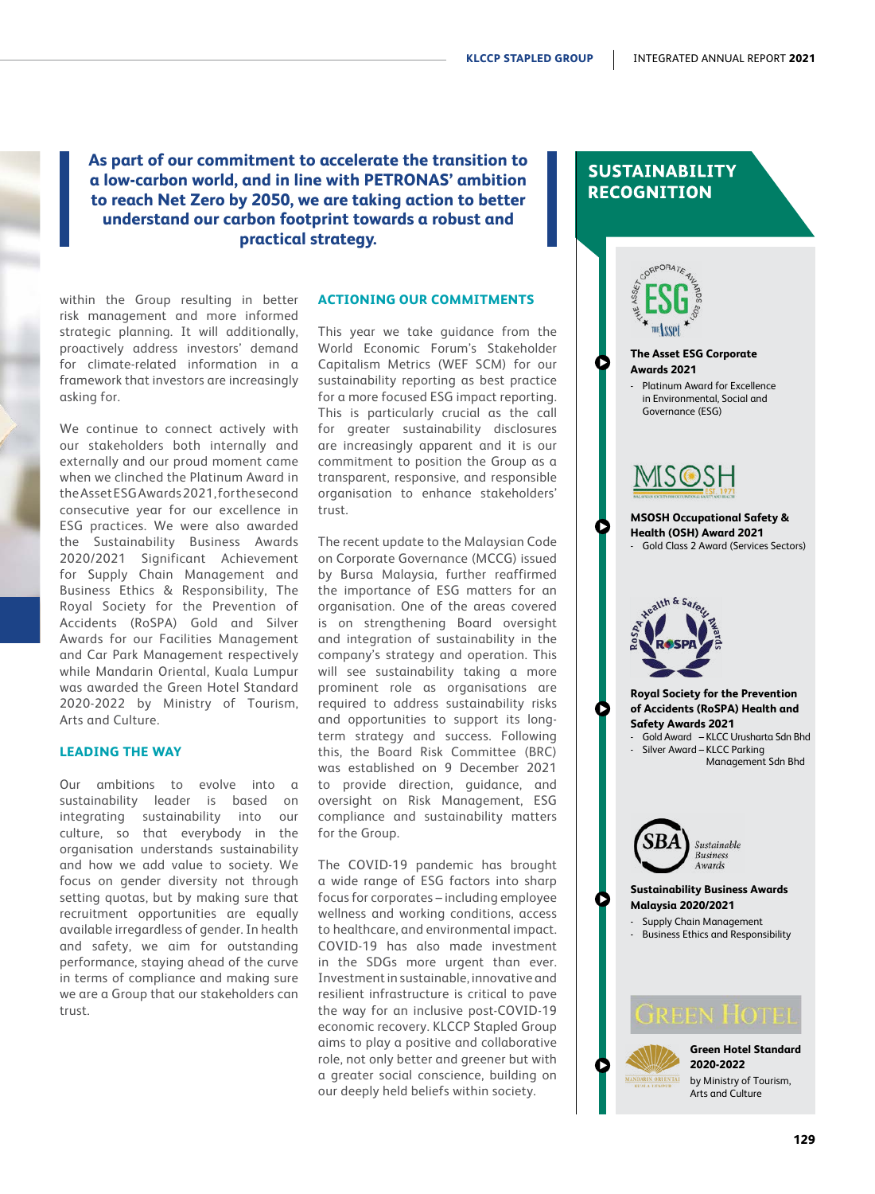**As part of our commitment to accelerate the transition to a low-carbon world, and in line with PETRONAS' ambition to reach Net Zero by 2050, we are taking action to better understand our carbon footprint towards a robust and practical strategy.**

within the Group resulting in better risk management and more informed strategic planning. It will additionally, proactively address investors' demand for climate-related information in a framework that investors are increasingly asking for.

We continue to connect actively with our stakeholders both internally and externally and our proud moment came when we clinched the Platinum Award in the Asset ESG Awards 2021, for the second consecutive year for our excellence in ESG practices. We were also awarded the Sustainability Business Awards 2020/2021 Significant Achievement for Supply Chain Management and Business Ethics & Responsibility, The Royal Society for the Prevention of Accidents (RoSPA) Gold and Silver Awards for our Facilities Management and Car Park Management respectively while Mandarin Oriental, Kuala Lumpur was awarded the Green Hotel Standard 2020-2022 by Ministry of Tourism, Arts and Culture.

### LEADING THE WAY

Our ambitions to evolve into a sustainability leader is based on integrating sustainability into our culture, so that everybody in the organisation understands sustainability and how we add value to society. We focus on gender diversity not through setting quotas, but by making sure that recruitment opportunities are equally available irregardless of gender. In health and safety, we aim for outstanding performance, staying ahead of the curve in terms of compliance and making sure we are a Group that our stakeholders can trust.

### ACTIONING OUR COMMITMENTS

This year we take guidance from the World Economic Forum's Stakeholder Capitalism Metrics (WEF SCM) for our sustainability reporting as best practice for a more focused ESG impact reporting. This is particularly crucial as the call for greater sustainability disclosures are increasingly apparent and it is our commitment to position the Group as a transparent, responsive, and responsible organisation to enhance stakeholders' trust.

The recent update to the Malaysian Code on Corporate Governance (MCCG) issued by Bursa Malaysia, further reaffirmed the importance of ESG matters for an organisation. One of the areas covered is on strengthening Board oversight and integration of sustainability in the company's strategy and operation. This will see sustainability taking a more prominent role as organisations are required to address sustainability risks and opportunities to support its long-term strategy and success. Following this, the Board Risk Committee (BRC) was established on 9 December 2021 to provide direction, guidance, and oversight on Risk Management, ESG compliance and sustainability matters for the Group.

The COVID-19 pandemic has brought a wide range of ESG factors into sharp focus for corporates – including employee wellness and working conditions, access to healthcare, and environmental impact. COVID-19 has also made investment in the SDGs more urgent than ever. Investment in sustainable, innovative and resilient infrastructure is critical to pave the way for an inclusive post-COVID-19 economic recovery. KLCCP Stapled Group aims to play a positive and collaborative role, not only better and greener but with a greater social conscience, building on our deeply held beliefs within society.

## SUSTAINABILITY RECOGNITION

**The Asset ESG Corporate Awards 2021**
- Platinum Award for Excellence in Environmental, Social and Governance (ESG)

**MSOSH Occupational Safety & Health (OSH) Award 2021**
- Gold Class 2 Award (Services Sectors)

**Royal Society for the Prevention of Accidents (RoSPA) Health and Safety Awards 2021**
- Gold Award – KLCC Urusharta Sdn Bhd
- Silver Award – KLCC Parking Management Sdn Bhd

**Sustainability Business Awards Malaysia 2020/2021**
- Supply Chain Management
- Business Ethics and Responsibility

**Green Hotel Standard 2020-2022**
by Ministry of Tourism, Arts and Culture